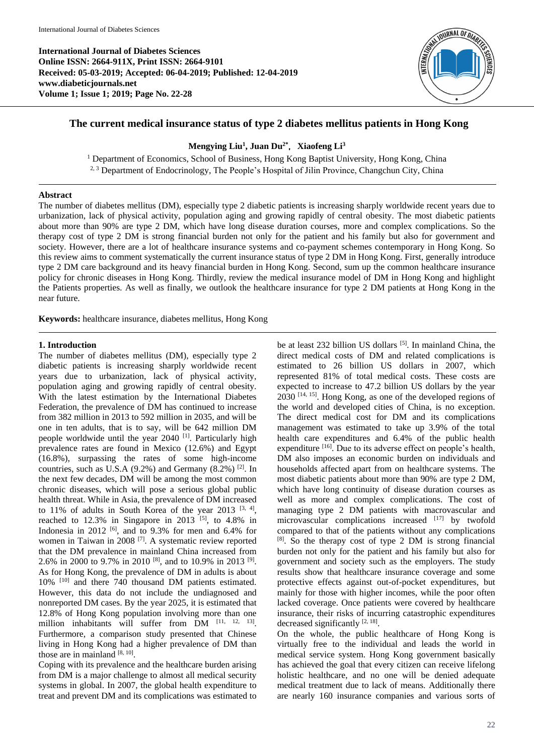International Journal of Diabetes Sciences
Online ISSN: 2664-911X, Print ISSN: 2664-9101
Received: 05-03-2019; Accepted: 06-04-2019; Published: 12-04-2019
www.diabeticjournals.net
Volume 1; Issue 1; 2019; Page No. 22-28

# The current medical insurance status of type 2 diabetes mellitus patients in Hong Kong

**Mengying Liu[1], Juan Du[2*], Xiaofeng Li[3]**

[1] Department of Economics, School of Business, Hong Kong Baptist University, Hong Kong, China
[2, 3] Department of Endocrinology, The People's Hospital of Jilin Province, Changchun City, China

## Abstract

The number of diabetes mellitus (DM), especially type 2 diabetic patients is increasing sharply worldwide recent years due to urbanization, lack of physical activity, population aging and growing rapidly of central obesity. The most diabetic patients about more than 90% are type 2 DM, which have long disease duration courses, more and complex complications. So the therapy cost of type 2 DM is strong financial burden not only for the patient and his family but also for government and society. However, there are a lot of healthcare insurance systems and co-payment schemes contemporary in Hong Kong. So this review aims to comment systematically the current insurance status of type 2 DM in Hong Kong. First, generally introduce type 2 DM care background and its heavy financial burden in Hong Kong. Second, sum up the common healthcare insurance policy for chronic diseases in Hong Kong. Thirdly, review the medical insurance model of DM in Hong Kong and highlight the Patients properties. As well as finally, we outlook the healthcare insurance for type 2 DM patients at Hong Kong in the near future.

**Keywords:** healthcare insurance, diabetes mellitus, Hong Kong

## 1. Introduction

The number of diabetes mellitus (DM), especially type 2 diabetic patients is increasing sharply worldwide recent years due to urbanization, lack of physical activity, population aging and growing rapidly of central obesity. With the latest estimation by the International Diabetes Federation, the prevalence of DM has continued to increase from 382 million in 2013 to 592 million in 2035, and will be one in ten adults, that is to say, will be 642 million DM people worldwide until the year 2040 [1]. Particularly high prevalence rates are found in Mexico (12.6%) and Egypt (16.8%), surpassing the rates of some high-income countries, such as U.S.A (9.2%) and Germany (8.2%) [2]. In the next few decades, DM will be among the most common chronic diseases, which will pose a serious global public health threat. While in Asia, the prevalence of DM increased to 11% of adults in South Korea of the year 2013 [3, 4], reached to 12.3% in Singapore in 2013 [5], to 4.8% in Indonesia in 2012 [6], and to 9.3% for men and 6.4% for women in Taiwan in 2008 [7]. A systematic review reported that the DM prevalence in mainland China increased from 2.6% in 2000 to 9.7% in 2010 [8], and to 10.9% in 2013 [9]. As for Hong Kong, the prevalence of DM in adults is about 10% [10] and there 740 thousand DM patients estimated. However, this data do not include the undiagnosed and nonreported DM cases. By the year 2025, it is estimated that 12.8% of Hong Kong population involving more than one million inhabitants will suffer from DM [11, 12, 13]. Furthermore, a comparison study presented that Chinese living in Hong Kong had a higher prevalence of DM than those are in mainland [8, 10].

Coping with its prevalence and the healthcare burden arising from DM is a major challenge to almost all medical security systems in global. In 2007, the global health expenditure to treat and prevent DM and its complications was estimated to be at least 232 billion US dollars [5]. In mainland China, the direct medical costs of DM and related complications is estimated to 26 billion US dollars in 2007, which represented 81% of total medical costs. These costs are expected to increase to 47.2 billion US dollars by the year 2030 [14, 15]. Hong Kong, as one of the developed regions of the world and developed cities of China, is no exception. The direct medical cost for DM and its complications management was estimated to take up 3.9% of the total health care expenditures and 6.4% of the public health expenditure [16]. Due to its adverse effect on people's health, DM also imposes an economic burden on individuals and households affected apart from on healthcare systems. The most diabetic patients about more than 90% are type 2 DM, which have long continuity of disease duration courses as well as more and complex complications. The cost of managing type 2 DM patients with macrovascular and microvascular complications increased [17] by twofold compared to that of the patients without any complications [8]. So the therapy cost of type 2 DM is strong financial burden not only for the patient and his family but also for government and society such as the employers. The study results show that healthcare insurance coverage and some protective effects against out-of-pocket expenditures, but mainly for those with higher incomes, while the poor often lacked coverage. Once patients were covered by healthcare insurance, their risks of incurring catastrophic expenditures decreased significantly [2, 18].

On the whole, the public healthcare of Hong Kong is virtually free to the individual and leads the world in medical service system. Hong Kong government basically has achieved the goal that every citizen can receive lifelong holistic healthcare, and no one will be denied adequate medical treatment due to lack of means. Additionally there are nearly 160 insurance companies and various sorts of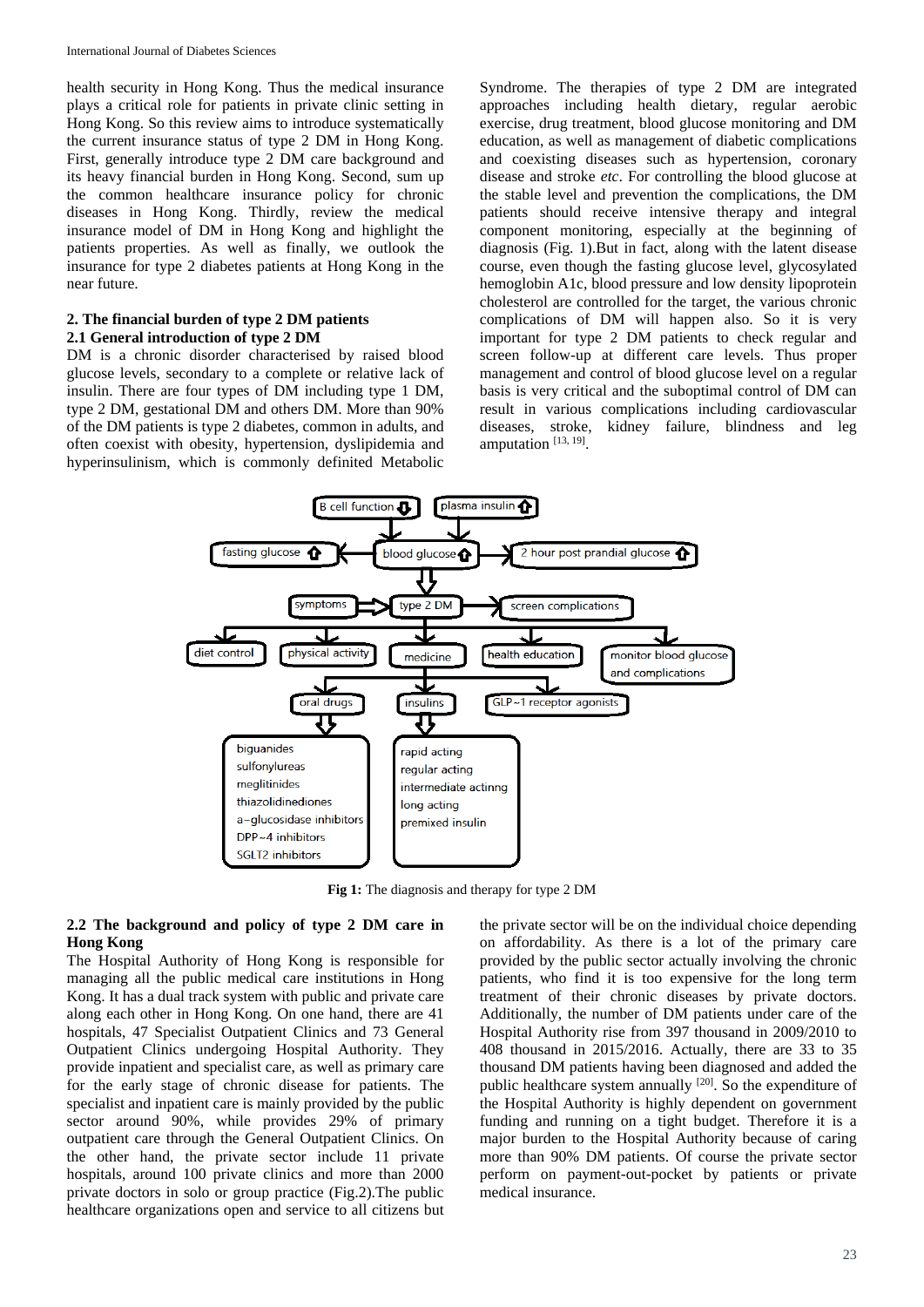health security in Hong Kong. Thus the medical insurance plays a critical role for patients in private clinic setting in Hong Kong. So this review aims to introduce systematically the current insurance status of type 2 DM in Hong Kong. First, generally introduce type 2 DM care background and its heavy financial burden in Hong Kong. Second, sum up the common healthcare insurance policy for chronic diseases in Hong Kong. Thirdly, review the medical insurance model of DM in Hong Kong and highlight the patients properties. As well as finally, we outlook the insurance for type 2 diabetes patients at Hong Kong in the near future.

## 2. The financial burden of type 2 DM patients

### 2.1 General introduction of type 2 DM

DM is a chronic disorder characterised by raised blood glucose levels, secondary to a complete or relative lack of insulin. There are four types of DM including type 1 DM, type 2 DM, gestational DM and others DM. More than 90% of the DM patients is type 2 diabetes, common in adults, and often coexist with obesity, hypertension, dyslipidemia and hyperinsulinism, which is commonly definited Metabolic Syndrome. The therapies of type 2 DM are integrated approaches including health dietary, regular aerobic exercise, drug treatment, blood glucose monitoring and DM education, as well as management of diabetic complications and coexisting diseases such as hypertension, coronary disease and stroke *etc*. For controlling the blood glucose at the stable level and prevention the complications, the DM patients should receive intensive therapy and integral component monitoring, especially at the beginning of diagnosis (Fig. 1).But in fact, along with the latent disease course, even though the fasting glucose level, glycosylated hemoglobin A1c, blood pressure and low density lipoprotein cholesterol are controlled for the target, the various chronic complications of DM will happen also. So it is very important for type 2 DM patients to check regular and screen follow-up at different care levels. Thus proper management and control of blood glucose level on a regular basis is very critical and the suboptimal control of DM can result in various complications including cardiovascular diseases, stroke, kidney failure, blindness and leg amputation [13, 19].

B cell function ⇩ → blood glucose ⇧; plasma insulin ⇧ → blood glucose ⇧
blood glucose ⇧ → fasting glucose ⇧; blood glucose ⇧ → 2 hour post prandial glucose ⇧
blood glucose ⇧ → type 2 DM; symptoms → type 2 DM; type 2 DM → screen complications
type 2 DM → diet control; physical activity; medicine; health education; monitor blood glucose and complications
medicine → oral drugs; insulins; GLP-1 receptor agonists
oral drugs: biguanides; sulfonylureas; meglitinides; thiazolidinediones; a-glucosidase inhibitors; DPP-4 inhibitors; SGLT2 inhibitors
insulins: rapid acting; regular acting; intermediate actinng; long acting; premixed insulin

**Fig 1:** The diagnosis and therapy for type 2 DM

### 2.2 The background and policy of type 2 DM care in Hong Kong

The Hospital Authority of Hong Kong is responsible for managing all the public medical care institutions in Hong Kong. It has a dual track system with public and private care along each other in Hong Kong. On one hand, there are 41 hospitals, 47 Specialist Outpatient Clinics and 73 General Outpatient Clinics undergoing Hospital Authority. They provide inpatient and specialist care, as well as primary care for the early stage of chronic disease for patients. The specialist and inpatient care is mainly provided by the public sector around 90%, while provides 29% of primary outpatient care through the General Outpatient Clinics. On the other hand, the private sector include 11 private hospitals, around 100 private clinics and more than 2000 private doctors in solo or group practice (Fig.2).The public healthcare organizations open and service to all citizens but the private sector will be on the individual choice depending on affordability. As there is a lot of the primary care provided by the public sector actually involving the chronic patients, who find it is too expensive for the long term treatment of their chronic diseases by private doctors. Additionally, the number of DM patients under care of the Hospital Authority rise from 397 thousand in 2009/2010 to 408 thousand in 2015/2016. Actually, there are 33 to 35 thousand DM patients having been diagnosed and added the public healthcare system annually [20]. So the expenditure of the Hospital Authority is highly dependent on government funding and running on a tight budget. Therefore it is a major burden to the Hospital Authority because of caring more than 90% DM patients. Of course the private sector perform on payment-out-pocket by patients or private medical insurance.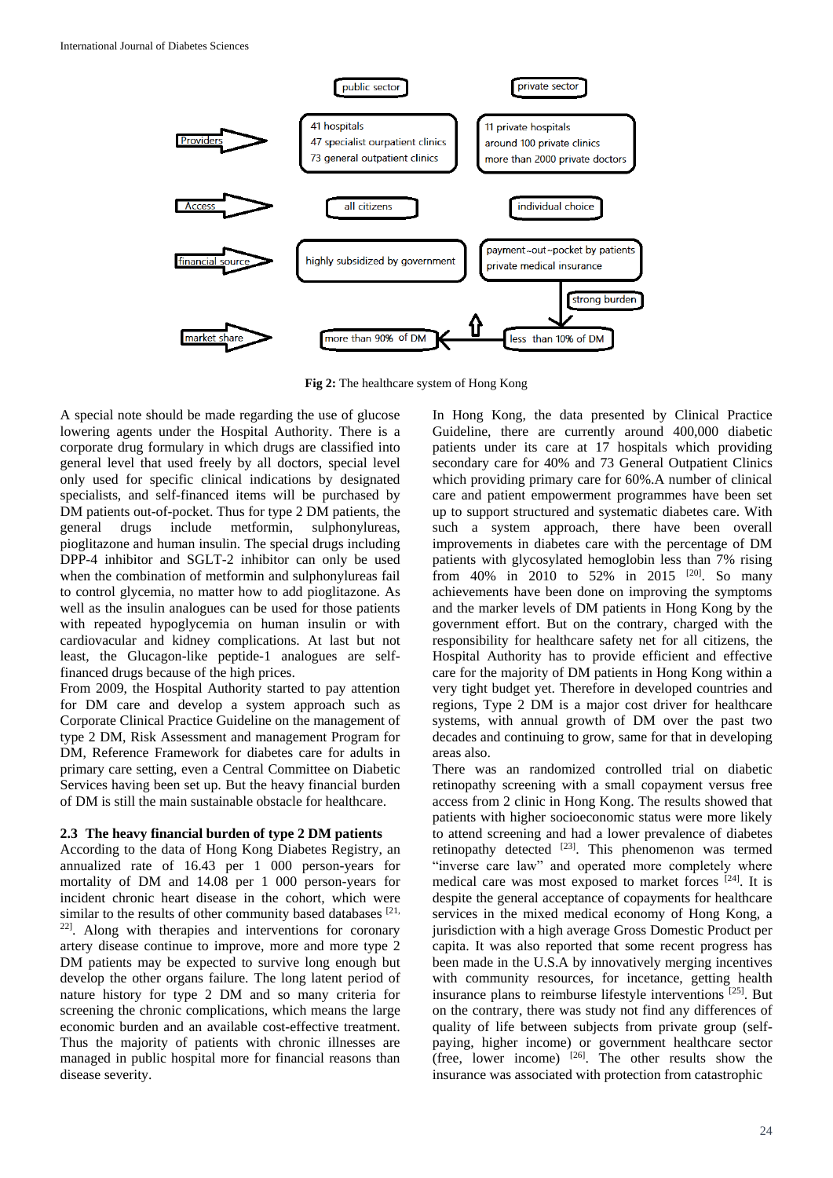**Fig 2:** The healthcare system of Hong Kong

A special note should be made regarding the use of glucose lowering agents under the Hospital Authority. There is a corporate drug formulary in which drugs are classified into general level that used freely by all doctors, special level only used for specific clinical indications by designated specialists, and self-financed items will be purchased by DM patients out-of-pocket. Thus for type 2 DM patients, the general drugs include metformin, sulphonylureas, pioglitazone and human insulin. The special drugs including DPP-4 inhibitor and SGLT-2 inhibitor can only be used when the combination of metformin and sulphonylureas fail to control glycemia, no matter how to add pioglitazone. As well as the insulin analogues can be used for those patients with repeated hypoglycemia on human insulin or with cardiovacular and kidney complications. At last but not least, the Glucagon-like peptide-1 analogues are self-financed drugs because of the high prices.

From 2009, the Hospital Authority started to pay attention for DM care and develop a system approach such as Corporate Clinical Practice Guideline on the management of type 2 DM, Risk Assessment and management Program for DM, Reference Framework for diabetes care for adults in primary care setting, even a Central Committee on Diabetic Services having been set up. But the heavy financial burden of DM is still the main sustainable obstacle for healthcare.

### 2.3 The heavy financial burden of type 2 DM patients

According to the data of Hong Kong Diabetes Registry, an annualized rate of 16.43 per 1 000 person-years for mortality of DM and 14.08 per 1 000 person-years for incident chronic heart disease in the cohort, which were similar to the results of other community based databases [21, 22]. Along with therapies and interventions for coronary artery disease continue to improve, more and more type 2 DM patients may be expected to survive long enough but develop the other organs failure. The long latent period of nature history for type 2 DM and so many criteria for screening the chronic complications, which means the large economic burden and an available cost-effective treatment. Thus the majority of patients with chronic illnesses are managed in public hospital more for financial reasons than disease severity.

In Hong Kong, the data presented by Clinical Practice Guideline, there are currently around 400,000 diabetic patients under its care at 17 hospitals which providing secondary care for 40% and 73 General Outpatient Clinics which providing primary care for 60%.A number of clinical care and patient empowerment programmes have been set up to support structured and systematic diabetes care. With such a system approach, there have been overall improvements in diabetes care with the percentage of DM patients with glycosylated hemoglobin less than 7% rising from 40% in 2010 to 52% in 2015 [20]. So many achievements have been done on improving the symptoms and the marker levels of DM patients in Hong Kong by the government effort. But on the contrary, charged with the responsibility for healthcare safety net for all citizens, the Hospital Authority has to provide efficient and effective care for the majority of DM patients in Hong Kong within a very tight budget yet. Therefore in developed countries and regions, Type 2 DM is a major cost driver for healthcare systems, with annual growth of DM over the past two decades and continuing to grow, same for that in developing areas also.

There was an randomized controlled trial on diabetic retinopathy screening with a small copayment versus free access from 2 clinic in Hong Kong. The results showed that patients with higher socioeconomic status were more likely to attend screening and had a lower prevalence of diabetes retinopathy detected [23]. This phenomenon was termed "inverse care law" and operated more completely where medical care was most exposed to market forces [24]. It is despite the general acceptance of copayments for healthcare services in the mixed medical economy of Hong Kong, a jurisdiction with a high average Gross Domestic Product per capita. It was also reported that some recent progress has been made in the U.S.A by innovatively merging incentives with community resources, for incetance, getting health insurance plans to reimburse lifestyle interventions [25]. But on the contrary, there was study not find any differences of quality of life between subjects from private group (self-paying, higher income) or government healthcare sector (free, lower income) [26]. The other results show the insurance was associated with protection from catastrophic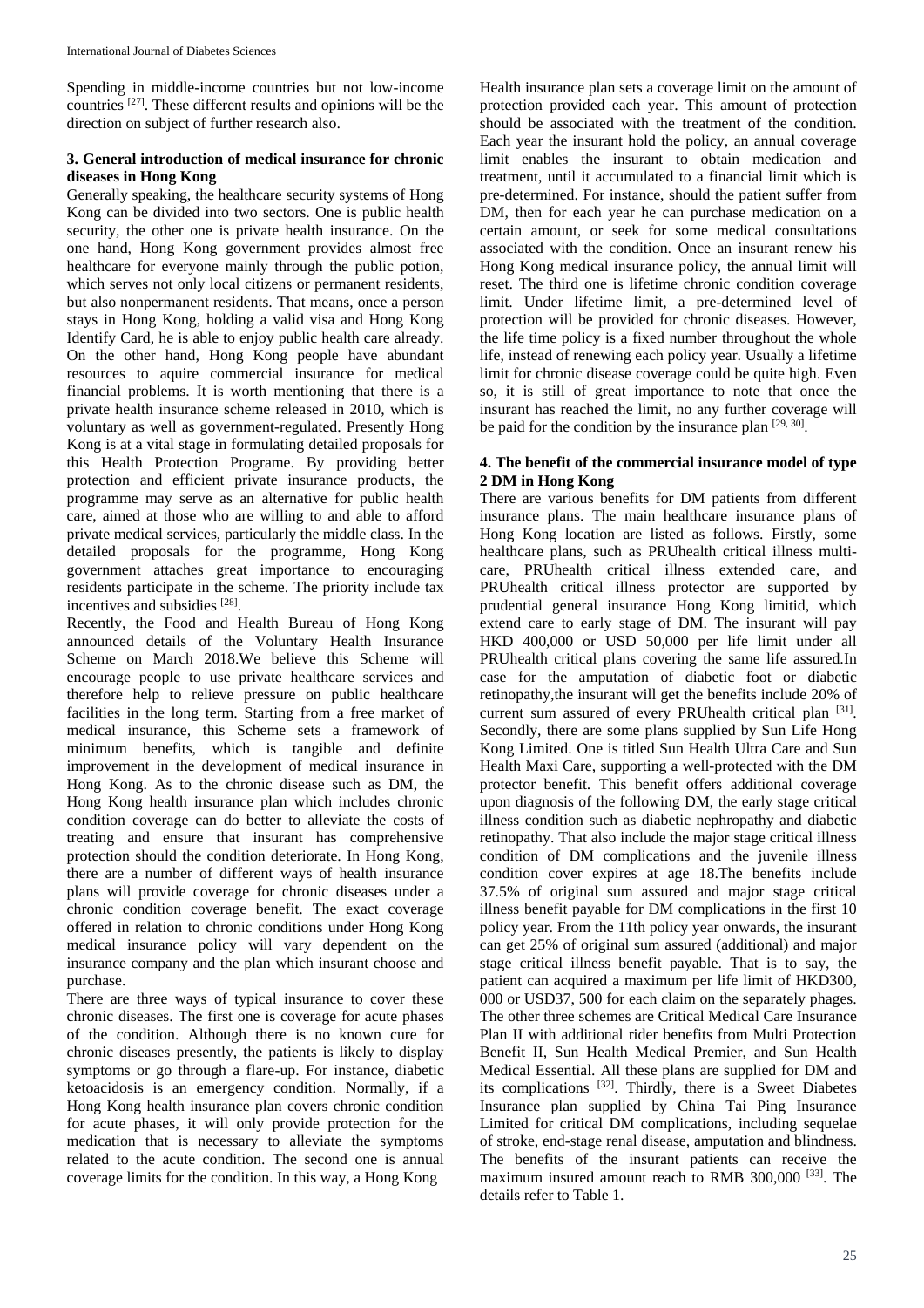Spending in middle-income countries but not low-income countries [27]. These different results and opinions will be the direction on subject of further research also.

### 3. General introduction of medical insurance for chronic diseases in Hong Kong

Generally speaking, the healthcare security systems of Hong Kong can be divided into two sectors. One is public health security, the other one is private health insurance. On the one hand, Hong Kong government provides almost free healthcare for everyone mainly through the public potion, which serves not only local citizens or permanent residents, but also nonpermanent residents. That means, once a person stays in Hong Kong, holding a valid visa and Hong Kong Identify Card, he is able to enjoy public health care already. On the other hand, Hong Kong people have abundant resources to aquire commercial insurance for medical financial problems. It is worth mentioning that there is a private health insurance scheme released in 2010, which is voluntary as well as government-regulated. Presently Hong Kong is at a vital stage in formulating detailed proposals for this Health Protection Programe. By providing better protection and efficient private insurance products, the programme may serve as an alternative for public health care, aimed at those who are willing to and able to afford private medical services, particularly the middle class. In the detailed proposals for the programme, Hong Kong government attaches great importance to encouraging residents participate in the scheme. The priority include tax incentives and subsidies [28].

Recently, the Food and Health Bureau of Hong Kong announced details of the Voluntary Health Insurance Scheme on March 2018.We believe this Scheme will encourage people to use private healthcare services and therefore help to relieve pressure on public healthcare facilities in the long term. Starting from a free market of medical insurance, this Scheme sets a framework of minimum benefits, which is tangible and definite improvement in the development of medical insurance in Hong Kong. As to the chronic disease such as DM, the Hong Kong health insurance plan which includes chronic condition coverage can do better to alleviate the costs of treating and ensure that insurant has comprehensive protection should the condition deteriorate. In Hong Kong, there are a number of different ways of health insurance plans will provide coverage for chronic diseases under a chronic condition coverage benefit. The exact coverage offered in relation to chronic conditions under Hong Kong medical insurance policy will vary dependent on the insurance company and the plan which insurant choose and purchase.

There are three ways of typical insurance to cover these chronic diseases. The first one is coverage for acute phases of the condition. Although there is no known cure for chronic diseases presently, the patients is likely to display symptoms or go through a flare-up. For instance, diabetic ketoacidosis is an emergency condition. Normally, if a Hong Kong health insurance plan covers chronic condition for acute phases, it will only provide protection for the medication that is necessary to alleviate the symptoms related to the acute condition. The second one is annual coverage limits for the condition. In this way, a Hong Kong Health insurance plan sets a coverage limit on the amount of protection provided each year. This amount of protection should be associated with the treatment of the condition. Each year the insurant hold the policy, an annual coverage limit enables the insurant to obtain medication and treatment, until it accumulated to a financial limit which is pre-determined. For instance, should the patient suffer from DM, then for each year he can purchase medication on a certain amount, or seek for some medical consultations associated with the condition. Once an insurant renew his Hong Kong medical insurance policy, the annual limit will reset. The third one is lifetime chronic condition coverage limit. Under lifetime limit, a pre-determined level of protection will be provided for chronic diseases. However, the life time policy is a fixed number throughout the whole life, instead of renewing each policy year. Usually a lifetime limit for chronic disease coverage could be quite high. Even so, it is still of great importance to note that once the insurant has reached the limit, no any further coverage will be paid for the condition by the insurance plan [29, 30].

### 4. The benefit of the commercial insurance model of type 2 DM in Hong Kong

There are various benefits for DM patients from different insurance plans. The main healthcare insurance plans of Hong Kong location are listed as follows. Firstly, some healthcare plans, such as PRUhealth critical illness multi-care, PRUhealth critical illness extended care, and PRUhealth critical illness protector are supported by prudential general insurance Hong Kong limitid, which extend care to early stage of DM. The insurant will pay HKD 400,000 or USD 50,000 per life limit under all PRUhealth critical plans covering the same life assured.In case for the amputation of diabetic foot or diabetic retinopathy,the insurant will get the benefits include 20% of current sum assured of every PRUhealth critical plan [31]. Secondly, there are some plans supplied by Sun Life Hong Kong Limited. One is titled Sun Health Ultra Care and Sun Health Maxi Care, supporting a well-protected with the DM protector benefit. This benefit offers additional coverage upon diagnosis of the following DM, the early stage critical illness condition such as diabetic nephropathy and diabetic retinopathy. That also include the major stage critical illness condition of DM complications and the juvenile illness condition cover expires at age 18.The benefits include 37.5% of original sum assured and major stage critical illness benefit payable for DM complications in the first 10 policy year. From the 11th policy year onwards, the insurant can get 25% of original sum assured (additional) and major stage critical illness benefit payable. That is to say, the patient can acquired a maximum per life limit of HKD300, 000 or USD37, 500 for each claim on the separately phages. The other three schemes are Critical Medical Care Insurance Plan II with additional rider benefits from Multi Protection Benefit II, Sun Health Medical Premier, and Sun Health Medical Essential. All these plans are supplied for DM and its complications [32]. Thirdly, there is a Sweet Diabetes Insurance plan supplied by China Tai Ping Insurance Limited for critical DM complications, including sequelae of stroke, end-stage renal disease, amputation and blindness. The benefits of the insurant patients can receive the maximum insured amount reach to RMB 300,000 [33]. The details refer to Table 1.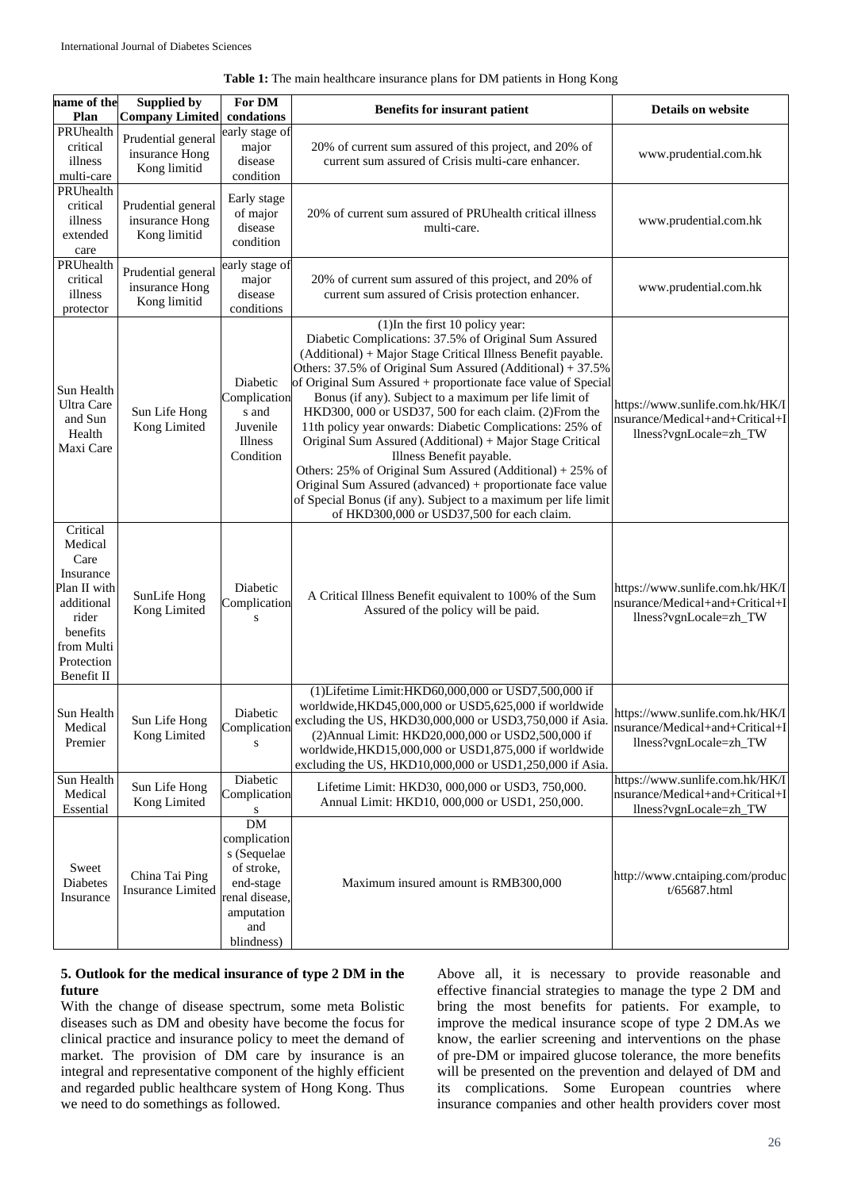**Table 1:** The main healthcare insurance plans for DM patients in Hong Kong

| name of the Plan | Supplied by Company Limited | For DM condations | Benefits for insurant patient | Details on website |
|---|---|---|---|---|
| PRUhealth critical illness multi-care | Prudential general insurance Hong Kong limitid | early stage of major disease condition | 20% of current sum assured of this project, and 20% of current sum assured of Crisis multi-care enhancer. | www.prudential.com.hk |
| PRUhealth critical illness extended care | Prudential general insurance Hong Kong limitid | Early stage of major disease condition | 20% of current sum assured of PRUhealth critical illness multi-care. | www.prudential.com.hk |
| PRUhealth critical illness protector | Prudential general insurance Hong Kong limitid | early stage of major disease conditions | 20% of current sum assured of this project, and 20% of current sum assured of Crisis protection enhancer. | www.prudential.com.hk |
| Sun Health Ultra Care and Sun Health Maxi Care | Sun Life Hong Kong Limited | Diabetic Complications and Juvenile Illness Condition | (1)In the first 10 policy year: Diabetic Complications: 37.5% of Original Sum Assured (Additional) + Major Stage Critical Illness Benefit payable. Others: 37.5% of Original Sum Assured (Additional) + 37.5% of Original Sum Assured + proportionate face value of Special Bonus (if any). Subject to a maximum per life limit of HKD300, 000 or USD37, 500 for each claim. (2)From the 11th policy year onwards: Diabetic Complications: 25% of Original Sum Assured (Additional) + Major Stage Critical Illness Benefit payable. Others: 25% of Original Sum Assured (Additional) + 25% of Original Sum Assured (advanced) + proportionate face value of Special Bonus (if any). Subject to a maximum per life limit of HKD300,000 or USD37,500 for each claim. | https://www.sunlife.com.hk/HK/Insurance/Medical+and+Critical+Illness?vgnLocale=zh_TW |
| Critical Medical Care Insurance Plan II with additional rider benefits from Multi Protection Benefit II | SunLife Hong Kong Limited | Diabetic Complications | A Critical Illness Benefit equivalent to 100% of the Sum Assured of the policy will be paid. | https://www.sunlife.com.hk/HK/Insurance/Medical+and+Critical+Illness?vgnLocale=zh_TW |
| Sun Health Medical Premier | Sun Life Hong Kong Limited | Diabetic Complications | (1)Lifetime Limit:HKD60,000,000 or USD7,500,000 if worldwide,HKD45,000,000 or USD5,625,000 if worldwide excluding the US, HKD30,000,000 or USD3,750,000 if Asia. (2)Annual Limit: HKD20,000,000 or USD2,500,000 if worldwide,HKD15,000,000 or USD1,875,000 if worldwide excluding the US, HKD10,000,000 or USD1,250,000 if Asia. | https://www.sunlife.com.hk/HK/Insurance/Medical+and+Critical+Illness?vgnLocale=zh_TW |
| Sun Health Medical Essential | Sun Life Hong Kong Limited | Diabetic Complications | Lifetime Limit: HKD30, 000,000 or USD3, 750,000. Annual Limit: HKD10, 000,000 or USD1, 250,000. | https://www.sunlife.com.hk/HK/Insurance/Medical+and+Critical+Illness?vgnLocale=zh_TW |
| Sweet Diabetes Insurance | China Tai Ping Insurance Limited | DM complications (Sequelae of stroke, end-stage renal disease, amputation and blindness) | Maximum insured amount is RMB300,000 | http://www.cntaiping.com/product/65687.html |

## 5. Outlook for the medical insurance of type 2 DM in the future

With the change of disease spectrum, some meta Bolistic diseases such as DM and obesity have become the focus for clinical practice and insurance policy to meet the demand of market. The provision of DM care by insurance is an integral and representative component of the highly efficient and regarded public healthcare system of Hong Kong. Thus we need to do somethings as followed.

Above all, it is necessary to provide reasonable and effective financial strategies to manage the type 2 DM and bring the most benefits for patients. For example, to improve the medical insurance scope of type 2 DM.As we know, the earlier screening and interventions on the phase of pre-DM or impaired glucose tolerance, the more benefits will be presented on the prevention and delayed of DM and its complications. Some European countries where insurance companies and other health providers cover most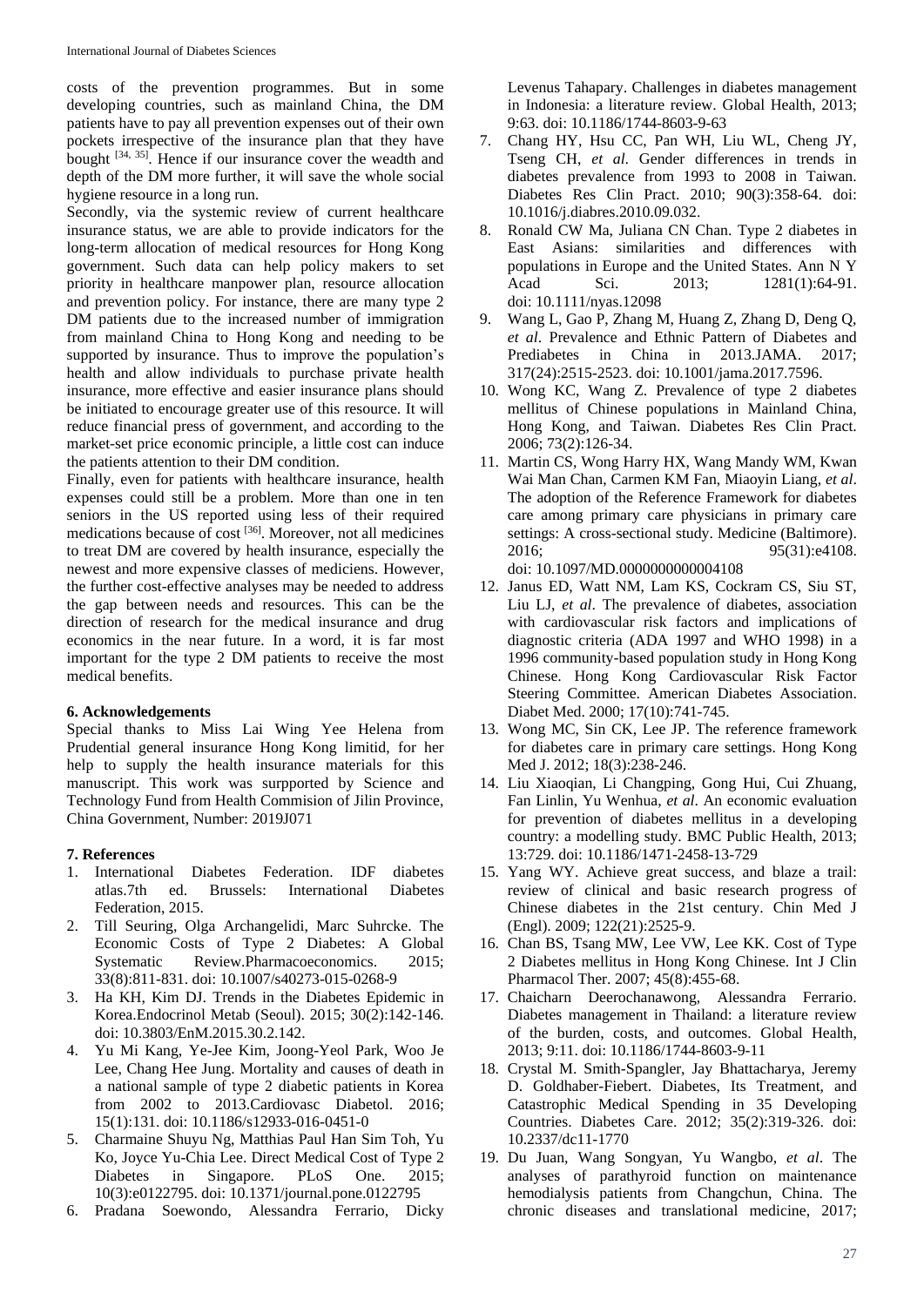costs of the prevention programmes. But in some developing countries, such as mainland China, the DM patients have to pay all prevention expenses out of their own pockets irrespective of the insurance plan that they have bought [34, 35]. Hence if our insurance cover the weadth and depth of the DM more further, it will save the whole social hygiene resource in a long run.

Secondly, via the systemic review of current healthcare insurance status, we are able to provide indicators for the long-term allocation of medical resources for Hong Kong government. Such data can help policy makers to set priority in healthcare manpower plan, resource allocation and prevention policy. For instance, there are many type 2 DM patients due to the increased number of immigration from mainland China to Hong Kong and needing to be supported by insurance. Thus to improve the population's health and allow individuals to purchase private health insurance, more effective and easier insurance plans should be initiated to encourage greater use of this resource. It will reduce financial press of government, and according to the market-set price economic principle, a little cost can induce the patients attention to their DM condition.

Finally, even for patients with healthcare insurance, health expenses could still be a problem. More than one in ten seniors in the US reported using less of their required medications because of cost [36]. Moreover, not all medicines to treat DM are covered by health insurance, especially the newest and more expensive classes of mediciens. However, the further cost-effective analyses may be needed to address the gap between needs and resources. This can be the direction of research for the medical insurance and drug economics in the near future. In a word, it is far most important for the type 2 DM patients to receive the most medical benefits.

## 6. Acknowledgements

Special thanks to Miss Lai Wing Yee Helena from Prudential general insurance Hong Kong limitid, for her help to supply the health insurance materials for this manuscript. This work was surpported by Science and Technology Fund from Health Commision of Jilin Province, China Government, Number: 2019J071

## 7. References

1. International Diabetes Federation. IDF diabetes atlas.7th ed. Brussels: International Diabetes Federation, 2015.
2. Till Seuring, Olga Archangelidi, Marc Suhrcke. The Economic Costs of Type 2 Diabetes: A Global Systematic Review.Pharmacoeconomics. 2015; 33(8):811-831. doi: 10.1007/s40273-015-0268-9
3. Ha KH, Kim DJ. Trends in the Diabetes Epidemic in Korea.Endocrinol Metab (Seoul). 2015; 30(2):142-146. doi: 10.3803/EnM.2015.30.2.142.
4. Yu Mi Kang, Ye-Jee Kim, Joong-Yeol Park, Woo Je Lee, Chang Hee Jung. Mortality and causes of death in a national sample of type 2 diabetic patients in Korea from 2002 to 2013.Cardiovasc Diabetol. 2016; 15(1):131. doi: 10.1186/s12933-016-0451-0
5. Charmaine Shuyu Ng, Matthias Paul Han Sim Toh, Yu Ko, Joyce Yu-Chia Lee. Direct Medical Cost of Type 2 Diabetes in Singapore. PLoS One. 2015; 10(3):e0122795. doi: 10.1371/journal.pone.0122795
6. Pradana Soewondo, Alessandra Ferrario, Dicky Levenus Tahapary. Challenges in diabetes management in Indonesia: a literature review. Global Health, 2013; 9:63. doi: 10.1186/1744-8603-9-63
7. Chang HY, Hsu CC, Pan WH, Liu WL, Cheng JY, Tseng CH, *et al*. Gender differences in trends in diabetes prevalence from 1993 to 2008 in Taiwan. Diabetes Res Clin Pract. 2010; 90(3):358-64. doi: 10.1016/j.diabres.2010.09.032.
8. Ronald CW Ma, Juliana CN Chan. Type 2 diabetes in East Asians: similarities and differences with populations in Europe and the United States. Ann N Y Acad Sci. 2013; 1281(1):64-91. doi: 10.1111/nyas.12098
9. Wang L, Gao P, Zhang M, Huang Z, Zhang D, Deng Q, *et al*. Prevalence and Ethnic Pattern of Diabetes and Prediabetes in China in 2013.JAMA. 2017; 317(24):2515-2523. doi: 10.1001/jama.2017.7596.
10. Wong KC, Wang Z. Prevalence of type 2 diabetes mellitus of Chinese populations in Mainland China, Hong Kong, and Taiwan. Diabetes Res Clin Pract. 2006; 73(2):126-34.
11. Martin CS, Wong Harry HX, Wang Mandy WM, Kwan Wai Man Chan, Carmen KM Fan, Miaoyin Liang, *et al*. The adoption of the Reference Framework for diabetes care among primary care physicians in primary care settings: A cross-sectional study. Medicine (Baltimore). 2016; 95(31):e4108. doi: 10.1097/MD.0000000000004108
12. Janus ED, Watt NM, Lam KS, Cockram CS, Siu ST, Liu LJ, *et al*. The prevalence of diabetes, association with cardiovascular risk factors and implications of diagnostic criteria (ADA 1997 and WHO 1998) in a 1996 community-based population study in Hong Kong Chinese. Hong Kong Cardiovascular Risk Factor Steering Committee. American Diabetes Association. Diabet Med. 2000; 17(10):741-745.
13. Wong MC, Sin CK, Lee JP. The reference framework for diabetes care in primary care settings. Hong Kong Med J. 2012; 18(3):238-246.
14. Liu Xiaoqian, Li Changping, Gong Hui, Cui Zhuang, Fan Linlin, Yu Wenhua, *et al*. An economic evaluation for prevention of diabetes mellitus in a developing country: a modelling study. BMC Public Health, 2013; 13:729. doi: 10.1186/1471-2458-13-729
15. Yang WY. Achieve great success, and blaze a trail: review of clinical and basic research progress of Chinese diabetes in the 21st century. Chin Med J (Engl). 2009; 122(21):2525-9.
16. Chan BS, Tsang MW, Lee VW, Lee KK. Cost of Type 2 Diabetes mellitus in Hong Kong Chinese. Int J Clin Pharmacol Ther. 2007; 45(8):455-68.
17. Chaicharn Deerochanawong, Alessandra Ferrario. Diabetes management in Thailand: a literature review of the burden, costs, and outcomes. Global Health, 2013; 9:11. doi: 10.1186/1744-8603-9-11
18. Crystal M. Smith-Spangler, Jay Bhattacharya, Jeremy D. Goldhaber-Fiebert. Diabetes, Its Treatment, and Catastrophic Medical Spending in 35 Developing Countries. Diabetes Care. 2012; 35(2):319-326. doi: 10.2337/dc11-1770
19. Du Juan, Wang Songyan, Yu Wangbo, *et al*. The analyses of parathyroid function on maintenance hemodialysis patients from Changchun, China. The chronic diseases and translational medicine, 2017;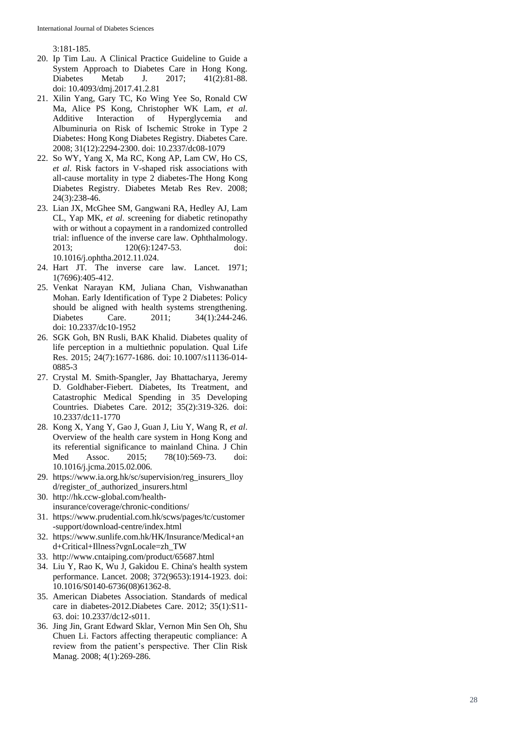3:181-185.

20. Ip Tim Lau. A Clinical Practice Guideline to Guide a System Approach to Diabetes Care in Hong Kong. Diabetes Metab J. 2017; 41(2):81-88. doi: 10.4093/dmj.2017.41.2.81
21. Xilin Yang, Gary TC, Ko Wing Yee So, Ronald CW Ma, Alice PS Kong, Christopher WK Lam, *et al*. Additive Interaction of Hyperglycemia and Albuminuria on Risk of Ischemic Stroke in Type 2 Diabetes: Hong Kong Diabetes Registry. Diabetes Care. 2008; 31(12):2294-2300. doi: 10.2337/dc08-1079
22. So WY, Yang X, Ma RC, Kong AP, Lam CW, Ho CS, *et al*. Risk factors in V-shaped risk associations with all-cause mortality in type 2 diabetes-The Hong Kong Diabetes Registry. Diabetes Metab Res Rev. 2008; 24(3):238-46.
23. Lian JX, McGhee SM, Gangwani RA, Hedley AJ, Lam CL, Yap MK, *et al*. screening for diabetic retinopathy with or without a copayment in a randomized controlled trial: influence of the inverse care law. Ophthalmology. 2013; 120(6):1247-53. doi: 10.1016/j.ophtha.2012.11.024.
24. Hart JT. The inverse care law. Lancet. 1971; 1(7696):405-412.
25. Venkat Narayan KM, Juliana Chan, Vishwanathan Mohan. Early Identification of Type 2 Diabetes: Policy should be aligned with health systems strengthening. Diabetes Care. 2011; 34(1):244-246. doi: 10.2337/dc10-1952
26. SGK Goh, BN Rusli, BAK Khalid. Diabetes quality of life perception in a multiethnic population. Qual Life Res. 2015; 24(7):1677-1686. doi: 10.1007/s11136-014-0885-3
27. Crystal M. Smith-Spangler, Jay Bhattacharya, Jeremy D. Goldhaber-Fiebert. Diabetes, Its Treatment, and Catastrophic Medical Spending in 35 Developing Countries. Diabetes Care. 2012; 35(2):319-326. doi: 10.2337/dc11-1770
28. Kong X, Yang Y, Gao J, Guan J, Liu Y, Wang R, *et al*. Overview of the health care system in Hong Kong and its referential significance to mainland China. J Chin Med Assoc. 2015; 78(10):569-73. doi: 10.1016/j.jcma.2015.02.006.
29. https://www.ia.org.hk/sc/supervision/reg_insurers_lloyd/register_of_authorized_insurers.html
30. http://hk.ccw-global.com/health-insurance/coverage/chronic-conditions/
31. https://www.prudential.com.hk/scws/pages/tc/customer-support/download-centre/index.html
32. https://www.sunlife.com.hk/HK/Insurance/Medical+and+Critical+Illness?vgnLocale=zh_TW
33. http://www.cntaiping.com/product/65687.html
34. Liu Y, Rao K, Wu J, Gakidou E. China's health system performance. Lancet. 2008; 372(9653):1914-1923. doi: 10.1016/S0140-6736(08)61362-8.
35. American Diabetes Association. Standards of medical care in diabetes-2012.Diabetes Care. 2012; 35(1):S11-63. doi: 10.2337/dc12-s011.
36. Jing Jin, Grant Edward Sklar, Vernon Min Sen Oh, Shu Chuen Li. Factors affecting therapeutic compliance: A review from the patient's perspective. Ther Clin Risk Manag. 2008; 4(1):269-286.